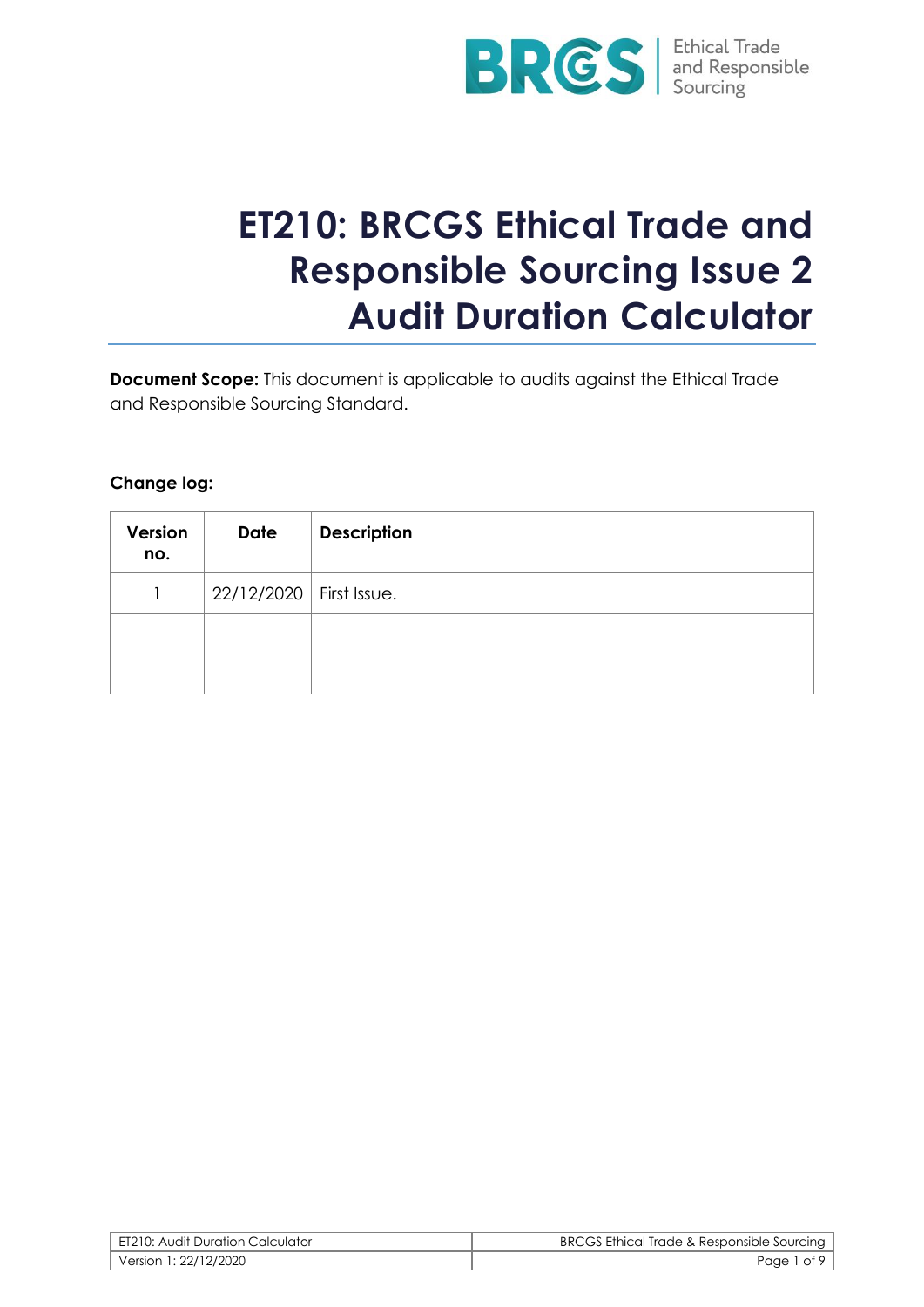# ET210: BRCGS Ethical Trade and Responsible Sourcing Issue 2 Audit Duration Calculator

**Document Scope:** This document is applicable to audits against the Ethical Trade and Responsible Sourcing Standard.

**Change log:**

| Version no. | Date | Description |
|---|---|---|
| 1 | 22/12/2020 | First Issue. |
| | | |
| | | |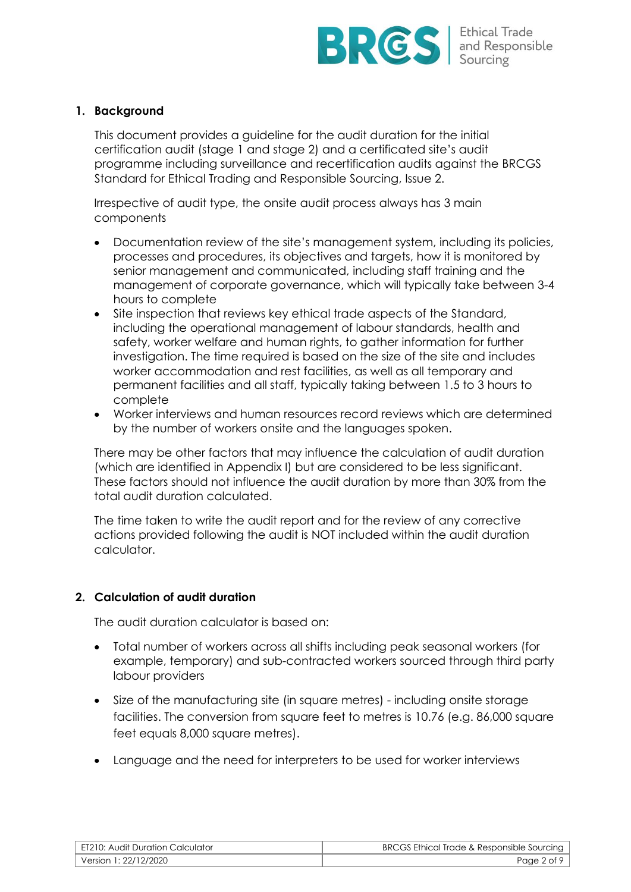## 1. Background

This document provides a guideline for the audit duration for the initial certification audit (stage 1 and stage 2) and a certificated site's audit programme including surveillance and recertification audits against the BRCGS Standard for Ethical Trading and Responsible Sourcing, Issue 2.

Irrespective of audit type, the onsite audit process always has 3 main components

- Documentation review of the site's management system, including its policies, processes and procedures, its objectives and targets, how it is monitored by senior management and communicated, including staff training and the management of corporate governance, which will typically take between 3-4 hours to complete
- Site inspection that reviews key ethical trade aspects of the Standard, including the operational management of labour standards, health and safety, worker welfare and human rights, to gather information for further investigation. The time required is based on the size of the site and includes worker accommodation and rest facilities, as well as all temporary and permanent facilities and all staff, typically taking between 1.5 to 3 hours to complete
- Worker interviews and human resources record reviews which are determined by the number of workers onsite and the languages spoken.

There may be other factors that may influence the calculation of audit duration (which are identified in Appendix I) but are considered to be less significant. These factors should not influence the audit duration by more than 30% from the total audit duration calculated.

The time taken to write the audit report and for the review of any corrective actions provided following the audit is NOT included within the audit duration calculator.

## 2. Calculation of audit duration

The audit duration calculator is based on:

- Total number of workers across all shifts including peak seasonal workers (for example, temporary) and sub-contracted workers sourced through third party labour providers
- Size of the manufacturing site (in square metres) - including onsite storage facilities. The conversion from square feet to metres is 10.76 (e.g. 86,000 square feet equals 8,000 square metres).
- Language and the need for interpreters to be used for worker interviews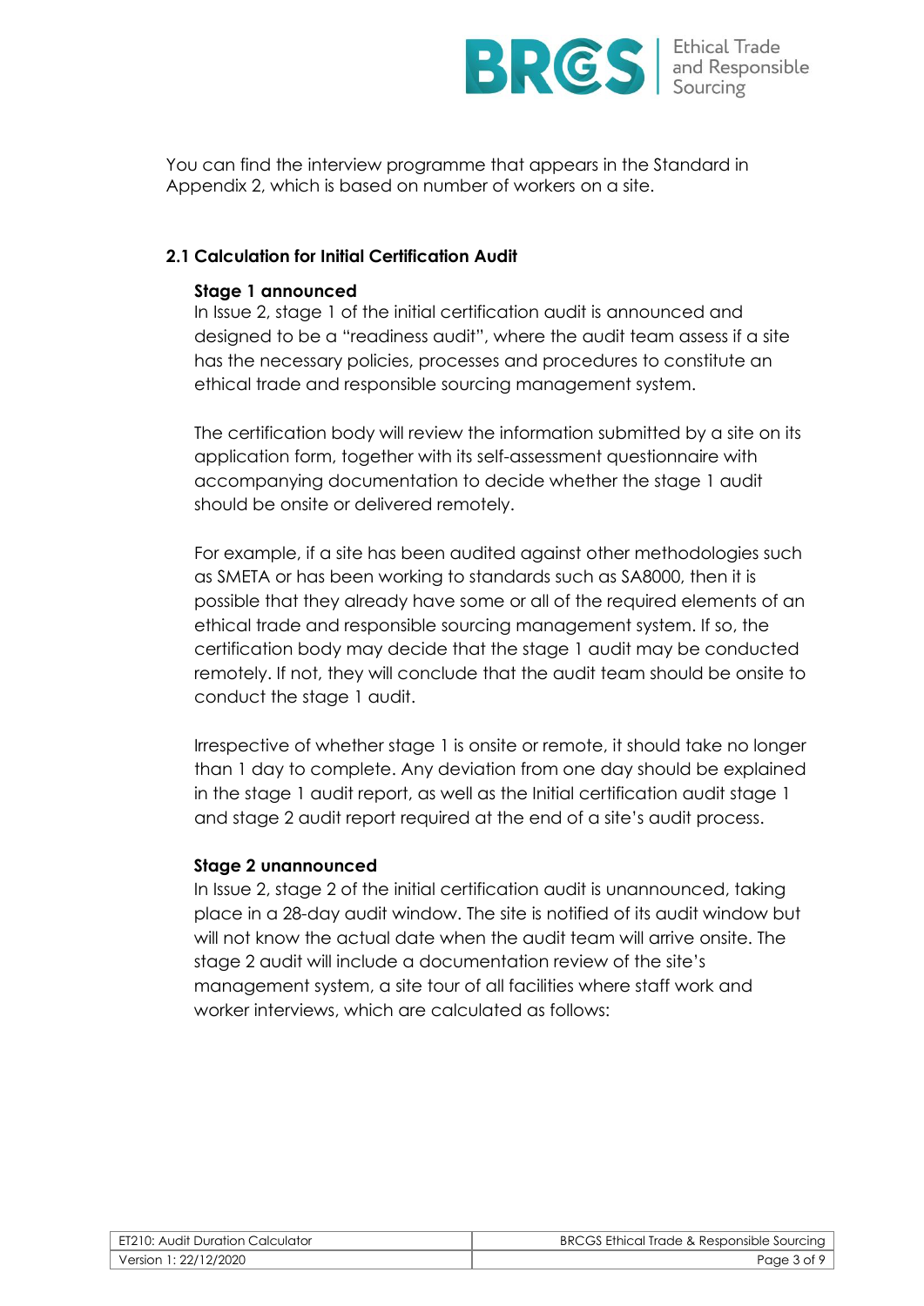You can find the interview programme that appears in the Standard in Appendix 2, which is based on number of workers on a site.

### 2.1 Calculation for Initial Certification Audit

#### Stage 1 announced

In Issue 2, stage 1 of the initial certification audit is announced and designed to be a "readiness audit", where the audit team assess if a site has the necessary policies, processes and procedures to constitute an ethical trade and responsible sourcing management system.

The certification body will review the information submitted by a site on its application form, together with its self-assessment questionnaire with accompanying documentation to decide whether the stage 1 audit should be onsite or delivered remotely.

For example, if a site has been audited against other methodologies such as SMETA or has been working to standards such as SA8000, then it is possible that they already have some or all of the required elements of an ethical trade and responsible sourcing management system. If so, the certification body may decide that the stage 1 audit may be conducted remotely. If not, they will conclude that the audit team should be onsite to conduct the stage 1 audit.

Irrespective of whether stage 1 is onsite or remote, it should take no longer than 1 day to complete. Any deviation from one day should be explained in the stage 1 audit report, as well as the Initial certification audit stage 1 and stage 2 audit report required at the end of a site's audit process.

#### Stage 2 unannounced

In Issue 2, stage 2 of the initial certification audit is unannounced, taking place in a 28-day audit window. The site is notified of its audit window but will not know the actual date when the audit team will arrive onsite. The stage 2 audit will include a documentation review of the site's management system, a site tour of all facilities where staff work and worker interviews, which are calculated as follows: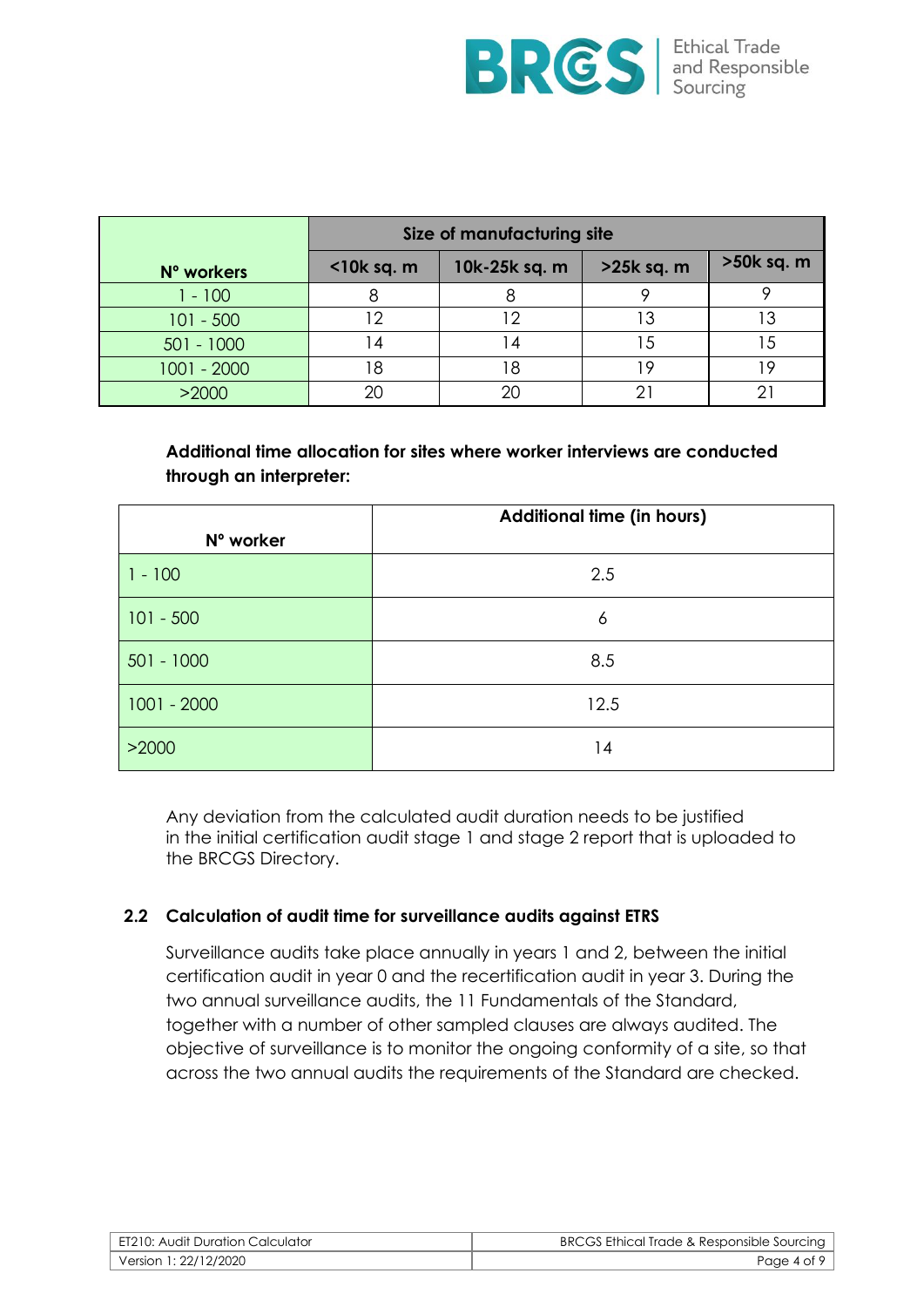| Nº workers | Size of manufacturing site | | | |
|---|---|---|---|---|
| | <10k sq. m | 10k-25k sq. m | >25k sq. m | >50k sq. m |
| 1 - 100 | 8 | 8 | 9 | 9 |
| 101 - 500 | 12 | 12 | 13 | 13 |
| 501 - 1000 | 14 | 14 | 15 | 15 |
| 1001 - 2000 | 18 | 18 | 19 | 19 |
| >2000 | 20 | 20 | 21 | 21 |

**Additional time allocation for sites where worker interviews are conducted through an interpreter:**

| Nº worker | Additional time (in hours) |
|---|---|
| 1 - 100 | 2.5 |
| 101 - 500 | 6 |
| 501 - 1000 | 8.5 |
| 1001 - 2000 | 12.5 |
| >2000 | 14 |

Any deviation from the calculated audit duration needs to be justified in the initial certification audit stage 1 and stage 2 report that is uploaded to the BRCGS Directory.

## 2.2 Calculation of audit time for surveillance audits against ETRS

Surveillance audits take place annually in years 1 and 2, between the initial certification audit in year 0 and the recertification audit in year 3. During the two annual surveillance audits, the 11 Fundamentals of the Standard, together with a number of other sampled clauses are always audited. The objective of surveillance is to monitor the ongoing conformity of a site, so that across the two annual audits the requirements of the Standard are checked.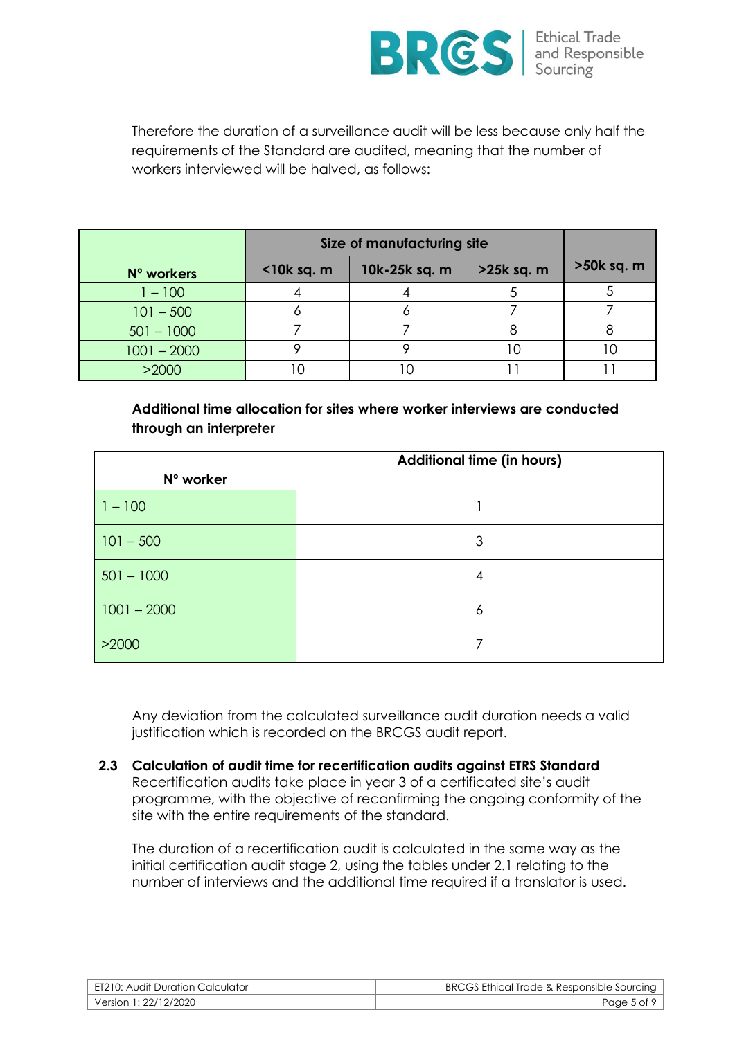Therefore the duration of a surveillance audit will be less because only half the requirements of the Standard are audited, meaning that the number of workers interviewed will be halved, as follows:

| Nº workers | Size of manufacturing site | | | |
|---|---|---|---|---|
| | <10k sq. m | 10k-25k sq. m | >25k sq. m | >50k sq. m |
| 1 – 100 | 4 | 4 | 5 | 5 |
| 101 – 500 | 6 | 6 | 7 | 7 |
| 501 – 1000 | 7 | 7 | 8 | 8 |
| 1001 – 2000 | 9 | 9 | 10 | 10 |
| >2000 | 10 | 10 | 11 | 11 |

**Additional time allocation for sites where worker interviews are conducted through an interpreter**

| Nº worker | Additional time (in hours) |
|---|---|
| 1 – 100 | 1 |
| 101 – 500 | 3 |
| 501 – 1000 | 4 |
| 1001 – 2000 | 6 |
| >2000 | 7 |

Any deviation from the calculated surveillance audit duration needs a valid justification which is recorded on the BRCGS audit report.

## 2.3 Calculation of audit time for recertification audits against ETRS Standard

Recertification audits take place in year 3 of a certificated site's audit programme, with the objective of reconfirming the ongoing conformity of the site with the entire requirements of the standard.

The duration of a recertification audit is calculated in the same way as the initial certification audit stage 2, using the tables under 2.1 relating to the number of interviews and the additional time required if a translator is used.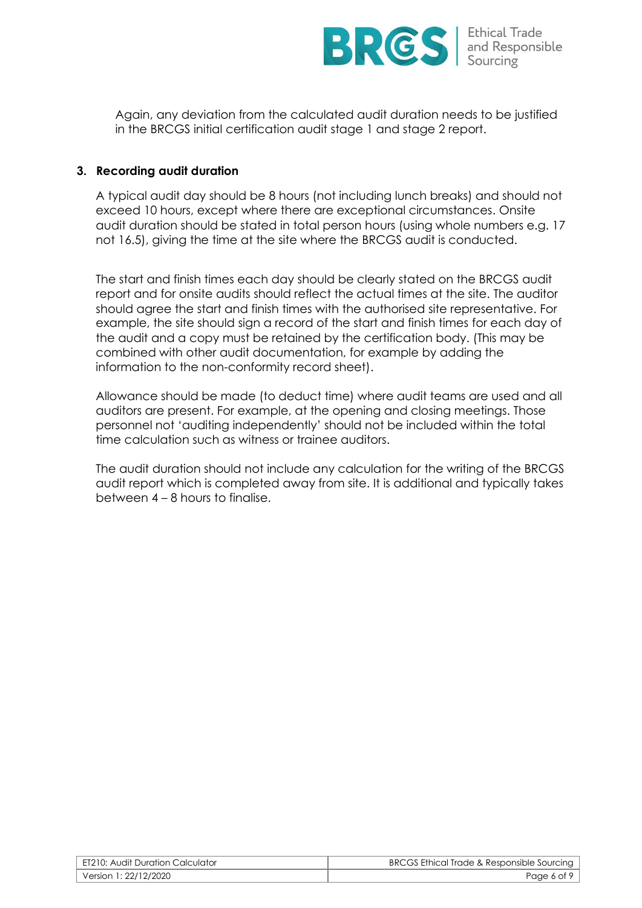Again, any deviation from the calculated audit duration needs to be justified in the BRCGS initial certification audit stage 1 and stage 2 report.

### 3. Recording audit duration

A typical audit day should be 8 hours (not including lunch breaks) and should not exceed 10 hours, except where there are exceptional circumstances. Onsite audit duration should be stated in total person hours (using whole numbers e.g. 17 not 16.5), giving the time at the site where the BRCGS audit is conducted.

The start and finish times each day should be clearly stated on the BRCGS audit report and for onsite audits should reflect the actual times at the site. The auditor should agree the start and finish times with the authorised site representative. For example, the site should sign a record of the start and finish times for each day of the audit and a copy must be retained by the certification body. (This may be combined with other audit documentation, for example by adding the information to the non-conformity record sheet).

Allowance should be made (to deduct time) where audit teams are used and all auditors are present. For example, at the opening and closing meetings. Those personnel not 'auditing independently' should not be included within the total time calculation such as witness or trainee auditors.

The audit duration should not include any calculation for the writing of the BRCGS audit report which is completed away from site. It is additional and typically takes between 4 – 8 hours to finalise.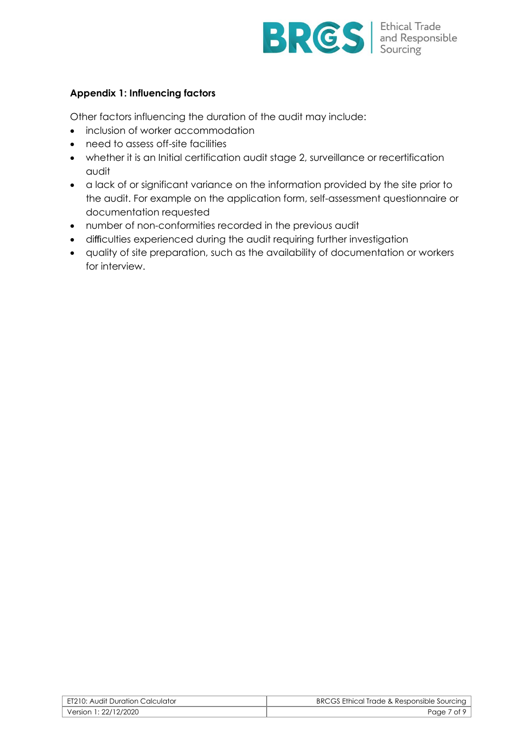**Appendix 1: Influencing factors**

Other factors influencing the duration of the audit may include:

- inclusion of worker accommodation
- need to assess off-site facilities
- whether it is an Initial certification audit stage 2, surveillance or recertification audit
- a lack of or significant variance on the information provided by the site prior to the audit. For example on the application form, self-assessment questionnaire or documentation requested
- number of non-conformities recorded in the previous audit
- difficulties experienced during the audit requiring further investigation
- quality of site preparation, such as the availability of documentation or workers for interview.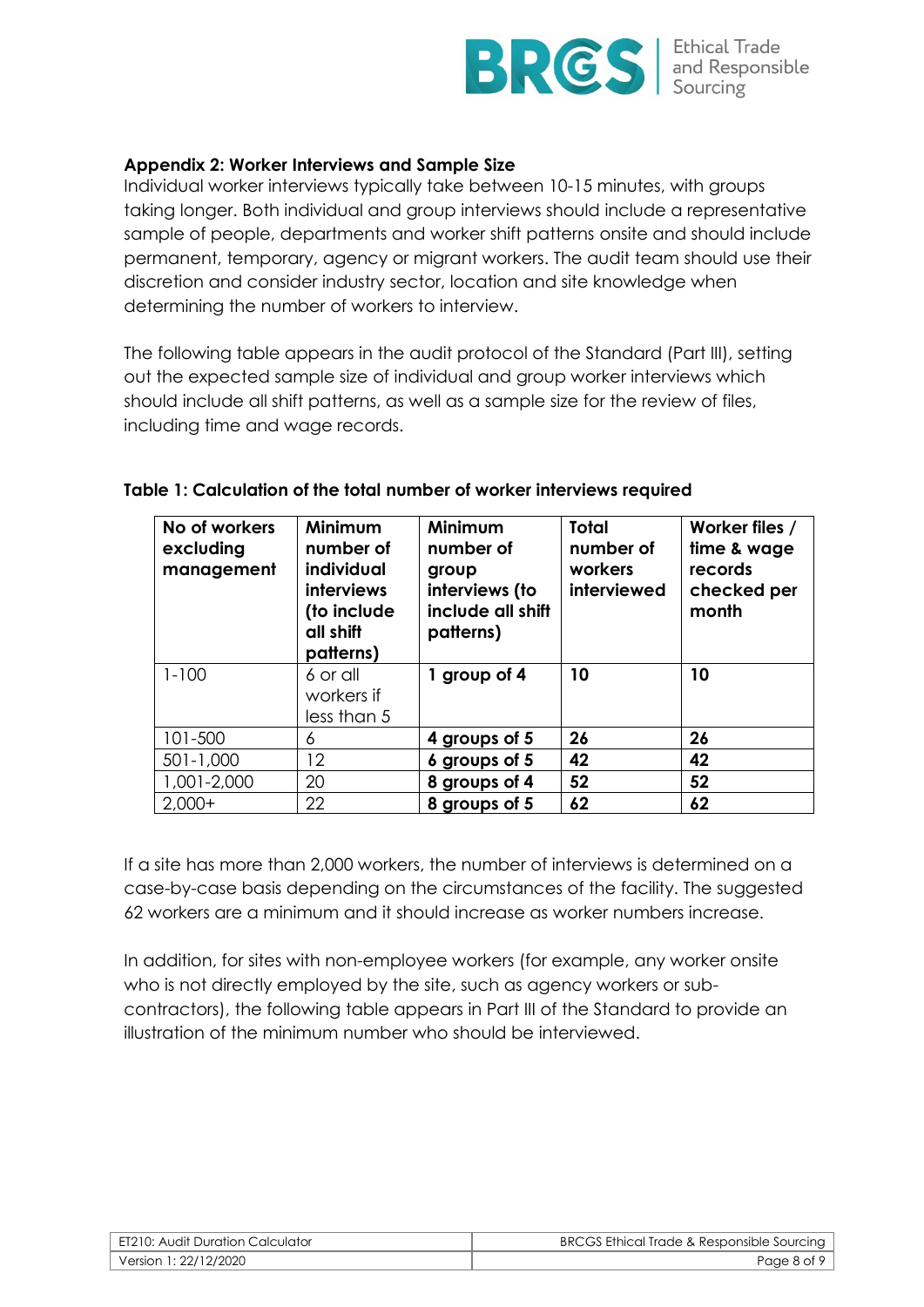### Appendix 2: Worker Interviews and Sample Size

Individual worker interviews typically take between 10-15 minutes, with groups taking longer. Both individual and group interviews should include a representative sample of people, departments and worker shift patterns onsite and should include permanent, temporary, agency or migrant workers. The audit team should use their discretion and consider industry sector, location and site knowledge when determining the number of workers to interview.

The following table appears in the audit protocol of the Standard (Part III), setting out the expected sample size of individual and group worker interviews which should include all shift patterns, as well as a sample size for the review of files, including time and wage records.

**Table 1: Calculation of the total number of worker interviews required**

| No of workers excluding management | Minimum number of individual interviews (to include all shift patterns) | Minimum number of group interviews (to include all shift patterns) | Total number of workers interviewed | Worker files / time & wage records checked per month |
|---|---|---|---|---|
| 1-100 | 6 or all workers if less than 5 | **1 group of 4** | **10** | **10** |
| 101-500 | 6 | **4 groups of 5** | **26** | **26** |
| 501-1,000 | 12 | **6 groups of 5** | **42** | **42** |
| 1,001-2,000 | 20 | **8 groups of 4** | **52** | **52** |
| 2,000+ | 22 | **8 groups of 5** | **62** | **62** |

If a site has more than 2,000 workers, the number of interviews is determined on a case-by-case basis depending on the circumstances of the facility. The suggested 62 workers are a minimum and it should increase as worker numbers increase.

In addition, for sites with non-employee workers (for example, any worker onsite who is not directly employed by the site, such as agency workers or sub-contractors), the following table appears in Part III of the Standard to provide an illustration of the minimum number who should be interviewed.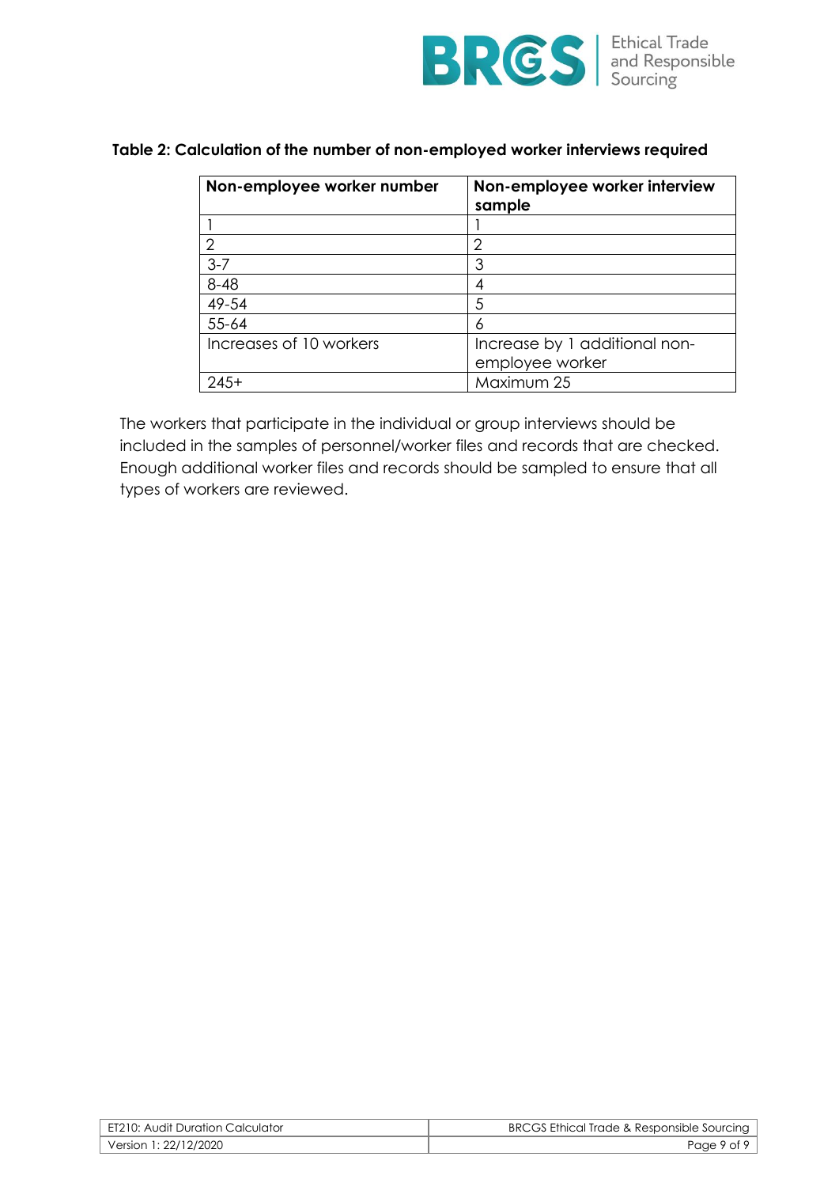**Table 2: Calculation of the number of non-employed worker interviews required**

| Non-employee worker number | Non-employee worker interview sample |
|---|---|
| 1 | 1 |
| 2 | 2 |
| 3-7 | 3 |
| 8-48 | 4 |
| 49-54 | 5 |
| 55-64 | 6 |
| Increases of 10 workers | Increase by 1 additional non-employee worker |
| 245+ | Maximum 25 |

The workers that participate in the individual or group interviews should be included in the samples of personnel/worker files and records that are checked. Enough additional worker files and records should be sampled to ensure that all types of workers are reviewed.